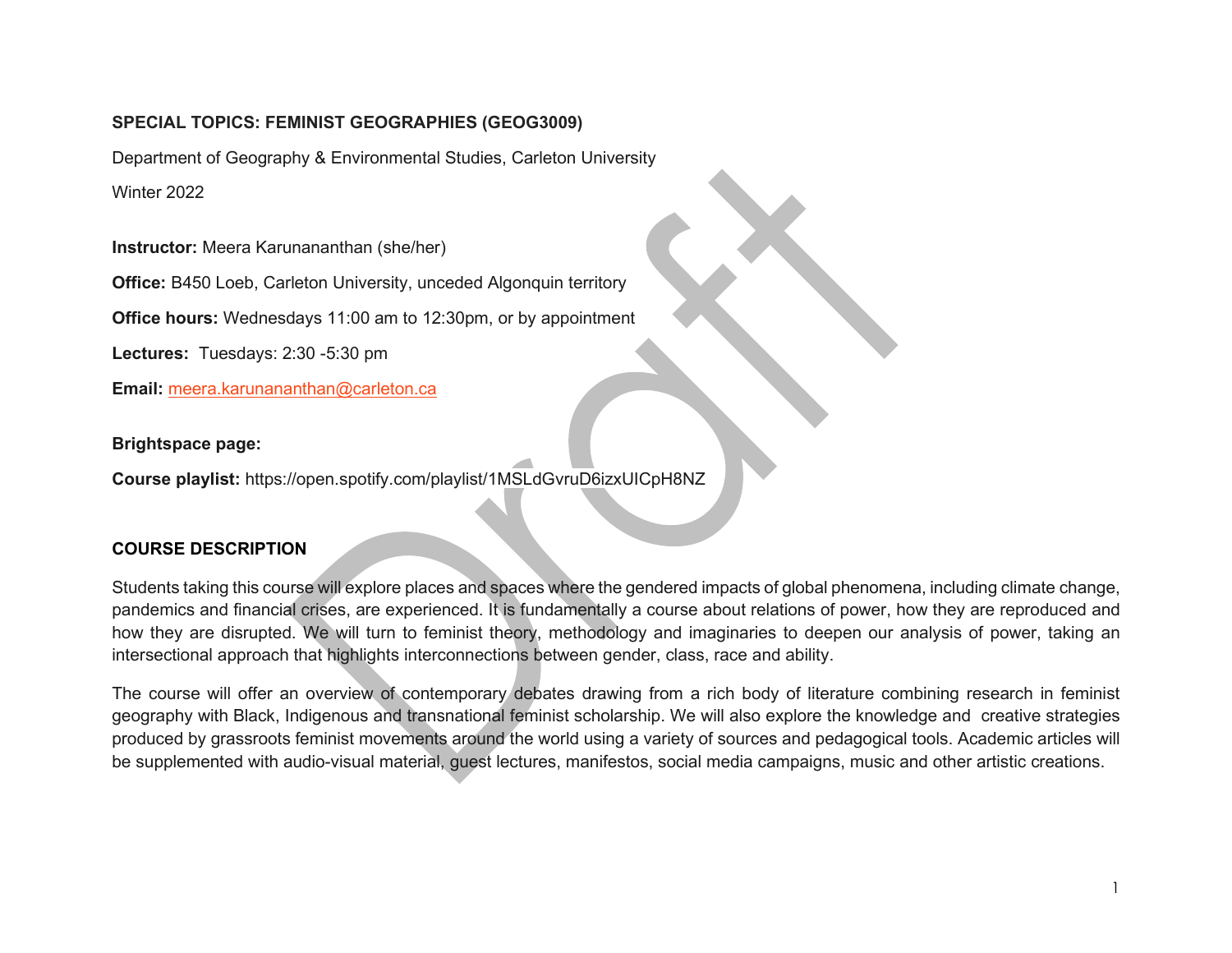**SPECIAL TOPICS: FEMINIST GEOGRAPHIES (GEOG3009)**

Department of Geography & Environmental Studies, Carleton University

Winter 2022

**Instructor:** Meera Karunananthan (she/her)

**Office:** B450 Loeb, Carleton University, unceded Algonquin territory

**Office hours:** Wednesdays 11:00 am to 12:30pm, or by appointment

**Lectures:** Tuesdays: 2:30 -5:30 pm

**Email:** meera.karunananthan@carleton.ca

**Brightspace page:**

**Course playlist:** https://open.spotify.com/playlist/1MSLdGvruD6izxUICpH8NZ

## COURSE DESCRIPTION

Students taking this course will explore places and spaces where the gendered impacts of global phenomena, including climate change, pandemics and financial crises, are experienced. It is fundamentally a course about relations of power, how they are reproduced and how they are disrupted. We will turn to feminist theory, methodology and imaginaries to deepen our analysis of power, taking an intersectional approach that highlights interconnections between gender, class, race and ability.

The course will offer an overview of contemporary debates drawing from a rich body of literature combining research in feminist geography with Black, Indigenous and transnational feminist scholarship. We will also explore the knowledge and creative strategies produced by grassroots feminist movements around the world using a variety of sources and pedagogical tools. Academic articles will be supplemented with audio-visual material, guest lectures, manifestos, social media campaigns, music and other artistic creations.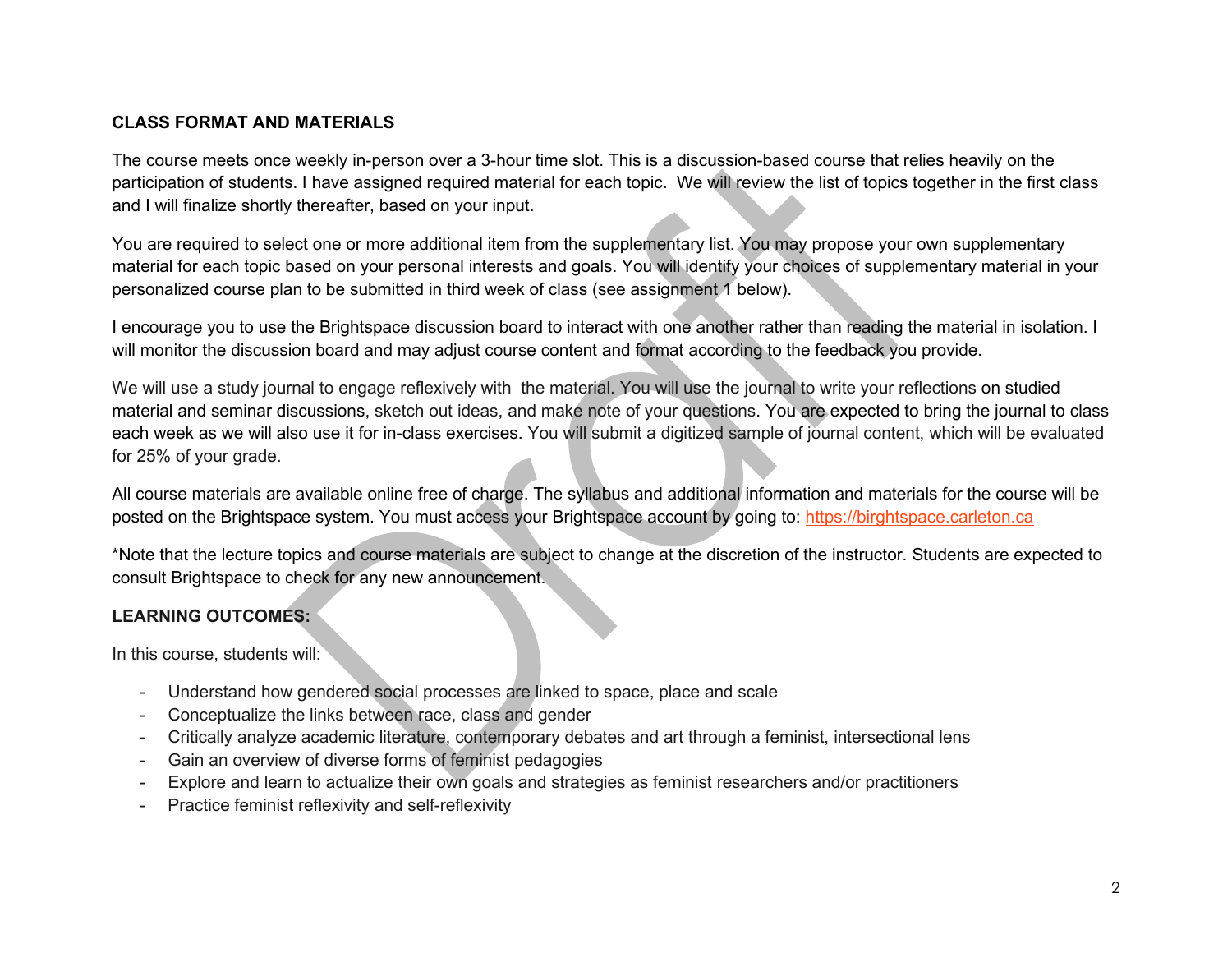**CLASS FORMAT AND MATERIALS**

The course meets once weekly in-person over a 3-hour time slot. This is a discussion-based course that relies heavily on the participation of students. I have assigned required material for each topic. We will review the list of topics together in the first class and I will finalize shortly thereafter, based on your input.

You are required to select one or more additional item from the supplementary list. You may propose your own supplementary material for each topic based on your personal interests and goals. You will identify your choices of supplementary material in your personalized course plan to be submitted in third week of class (see assignment 1 below).

I encourage you to use the Brightspace discussion board to interact with one another rather than reading the material in isolation. I will monitor the discussion board and may adjust course content and format according to the feedback you provide.

We will use a study journal to engage reflexively with the material. You will use the journal to write your reflections on studied material and seminar discussions, sketch out ideas, and make note of your questions. You are expected to bring the journal to class each week as we will also use it for in-class exercises. You will submit a digitized sample of journal content, which will be evaluated for 25% of your grade.

All course materials are available online free of charge. The syllabus and additional information and materials for the course will be posted on the Brightspace system. You must access your Brightspace account by going to: https://birghtspace.carleton.ca

*Note that the lecture topics and course materials are subject to change at the discretion of the instructor. Students are expected to consult Brightspace to check for any new announcement.

**LEARNING OUTCOMES:**

In this course, students will:

- Understand how gendered social processes are linked to space, place and scale
- Conceptualize the links between race, class and gender
- Critically analyze academic literature, contemporary debates and art through a feminist, intersectional lens
- Gain an overview of diverse forms of feminist pedagogies
- Explore and learn to actualize their own goals and strategies as feminist researchers and/or practitioners
- Practice feminist reflexivity and self-reflexivity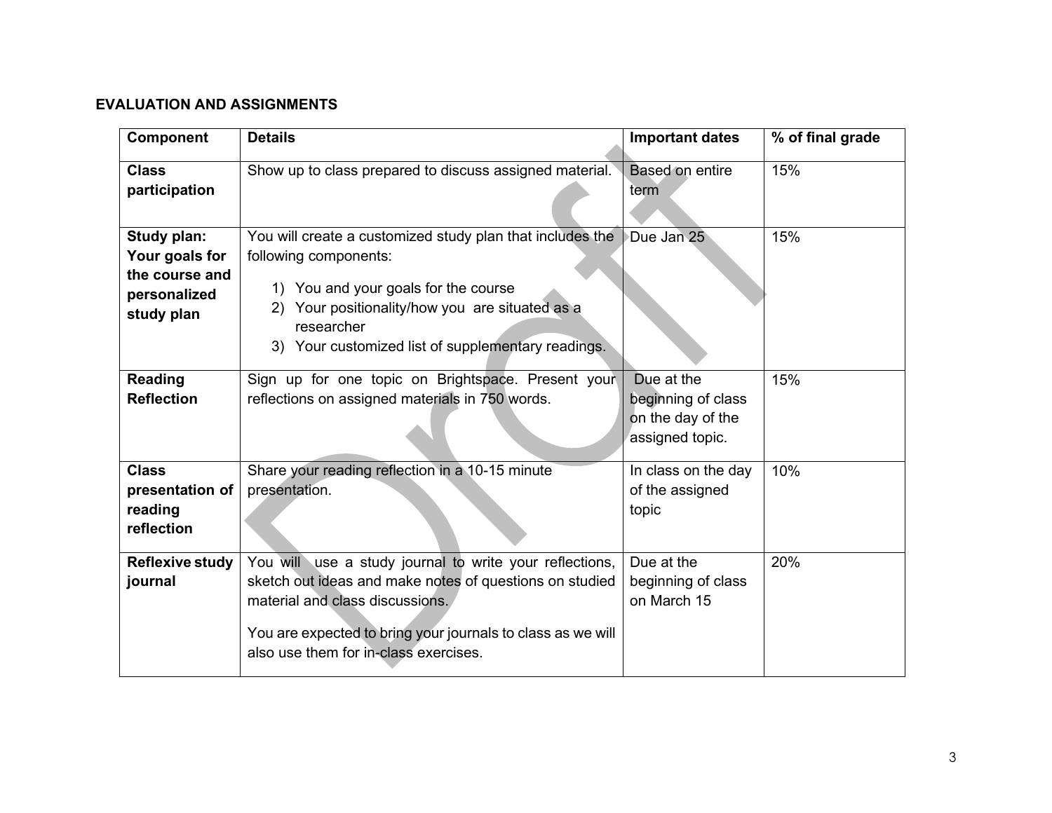**EVALUATION AND ASSIGNMENTS**

| Component | Details | Important dates | % of final grade |
|---|---|---|---|
| **Class participation** | Show up to class prepared to discuss assigned material. | Based on entire term | 15% |
| **Study plan: Your goals for the course and personalized study plan** | You will create a customized study plan that includes the following components:<br>1) You and your goals for the course<br>2) Your positionality/how you are situated as a researcher<br>3) Your customized list of supplementary readings. | Due Jan 25 | 15% |
| **Reading Reflection** | Sign up for one topic on Brightspace. Present your reflections on assigned materials in 750 words. | Due at the beginning of class on the day of the assigned topic. | 15% |
| **Class presentation of reading reflection** | Share your reading reflection in a 10-15 minute presentation. | In class on the day of the assigned topic | 10% |
| **Reflexive study journal** | You will use a study journal to write your reflections, sketch out ideas and make notes of questions on studied material and class discussions.<br>You are expected to bring your journals to class as we will also use them for in-class exercises. | Due at the beginning of class on March 15 | 20% |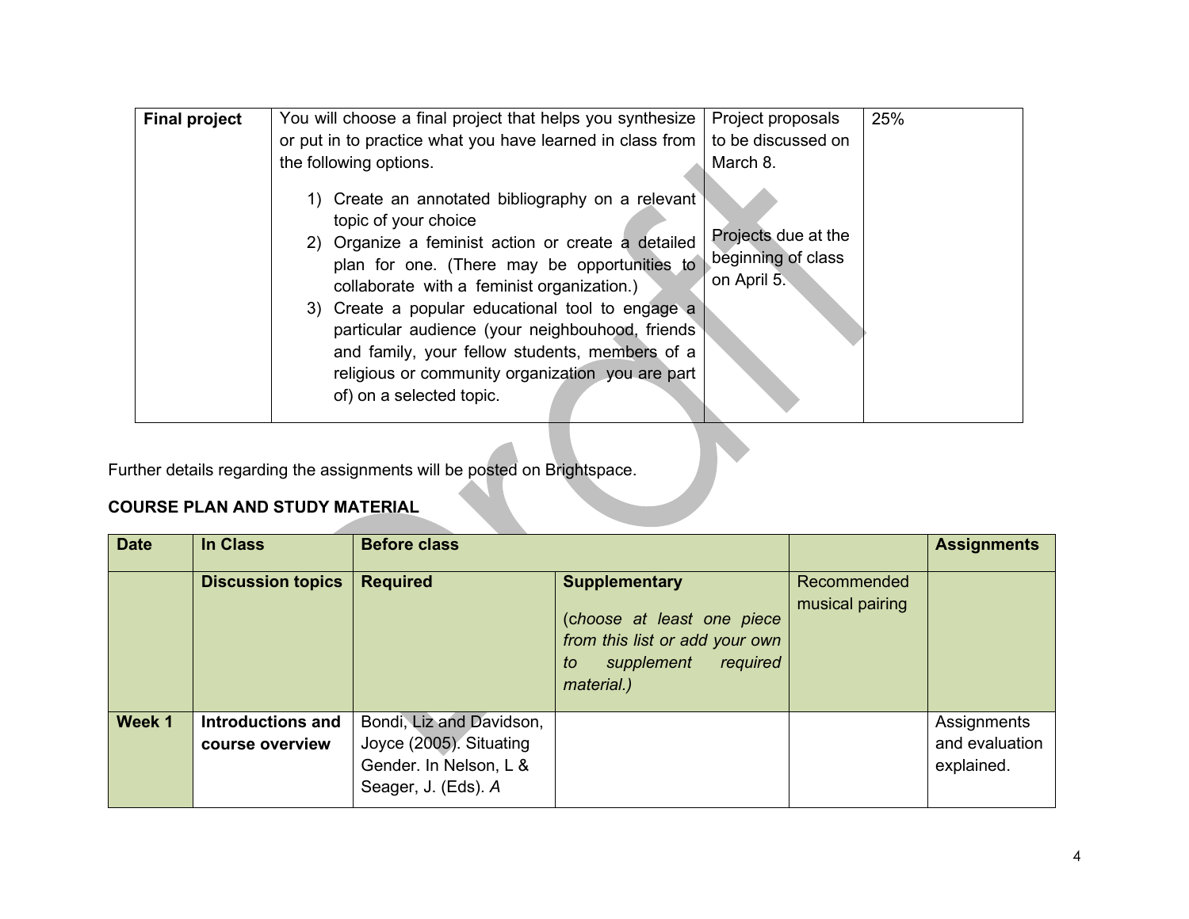| **Final project** | You will choose a final project that helps you synthesize or put in to practice what you have learned in class from the following options.<br><br>1) Create an annotated bibliography on a relevant topic of your choice<br>2) Organize a feminist action or create a detailed plan for one. (There may be opportunities to collaborate with a feminist organization.)<br>3) Create a popular educational tool to engage a particular audience (your neighbouhood, friends and family, your fellow students, members of a religious or community organization you are part of) on a selected topic. | Project proposals to be discussed on March 8.<br><br>Projects due at the beginning of class on April 5. | 25% |
|---|---|---|---|

Further details regarding the assignments will be posted on Brightspace.

**COURSE PLAN AND STUDY MATERIAL**

| **Date** | **In Class** | **Before class** | | | **Assignments** |
|---|---|---|---|---|---|
| | **Discussion topics** | **Required** | **Supplementary**<br><br>(*choose at least one piece from this list or add your own to supplement required material.)* | Recommended musical pairing | |
| **Week 1** | **Introductions and course overview** | Bondi, Liz and Davidson, Joyce (2005). Situating Gender. In Nelson, L & Seager, J. (Eds). *A* | | | Assignments and evaluation explained. |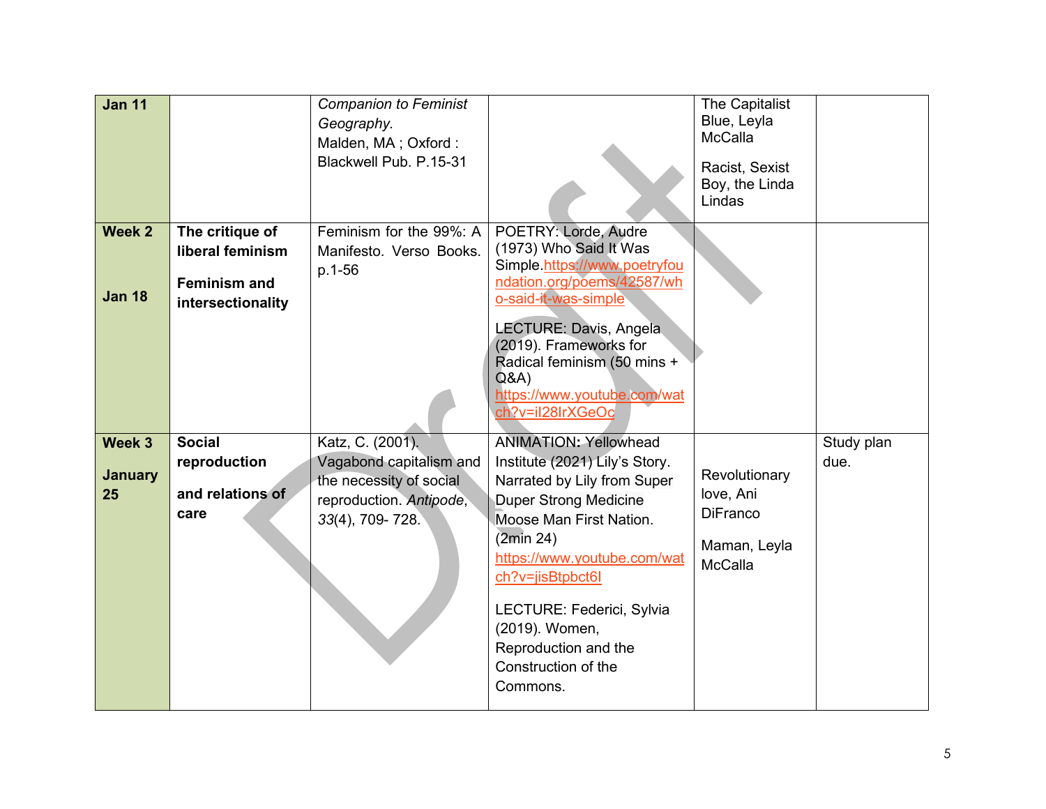| Jan 11 | | *Companion to Feminist Geography.* Malden, MA ; Oxford : Blackwell Pub. P.15-31 | | The Capitalist Blue, Leyla McCalla<br><br>Racist, Sexist Boy, the Linda Lindas | |
|---|---|---|---|---|---|
| **Week 2**<br><br>**Jan 18** | **The critique of liberal feminism**<br><br>**Feminism and intersectionality** | Feminism for the 99%: A Manifesto. Verso Books. p.1-56 | POETRY: Lorde, Audre (1973) Who Said It Was Simple.https://www.poetryfoundation.org/poems/42587/who-said-it-was-simple<br><br>LECTURE: Davis, Angela (2019). Frameworks for Radical feminism (50 mins + Q&A) https://www.youtube.com/watch?v=iI28IrXGeOc | | |
| **Week 3**<br><br>**January 25** | **Social reproduction**<br><br>**and relations of care** | Katz, C. (2001). Vagabond capitalism and the necessity of social reproduction. *Antipode*, *33*(4), 709- 728. | ANIMATION**:** Yellowhead Institute (2021) Lily's Story. Narrated by Lily from Super Duper Strong Medicine Moose Man First Nation. (2min 24) https://www.youtube.com/watch?v=jisBtpbct6I<br><br>LECTURE: Federici, Sylvia (2019). Women, Reproduction and the Construction of the Commons. | Revolutionary love, Ani DiFranco<br><br>Maman, Leyla McCalla | Study plan due. |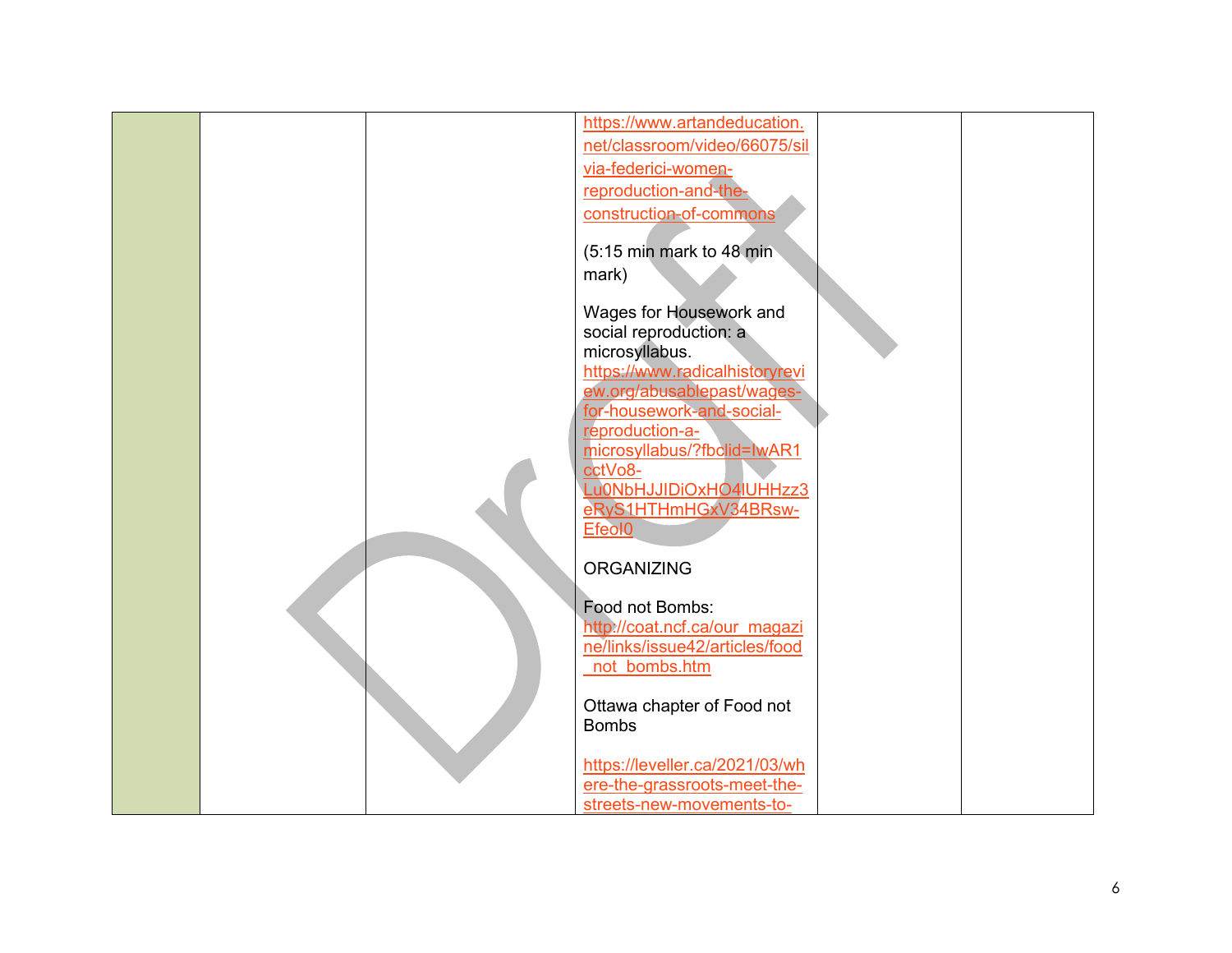| | | | | | |
|---|---|---|---|---|---|
| | | | https://www.artandeducation.net/classroom/video/66075/silvia-federici-women-reproduction-and-the-construction-of-commons<br><br>(5:15 min mark to 48 min mark)<br><br>Wages for Housework and social reproduction: a microsyllabus.<br>https://www.radicalhistoryreview.org/abusablepast/wages-for-housework-and-social-reproduction-a-microsyllabus/?fbclid=IwAR1cctVo8-Lu0NbHJJIDiOxHO4lUHHzz3eRyS1HTHmHGxV34BRsw-EfeoI0<br><br>ORGANIZING<br><br>Food not Bombs:<br>http://coat.ncf.ca/our_magazine/links/issue42/articles/food_not_bombs.htm<br><br>Ottawa chapter of Food not Bombs<br><br>https://leveller.ca/2021/03/where-the-grassroots-meet-the-streets-new-movements-to- | | |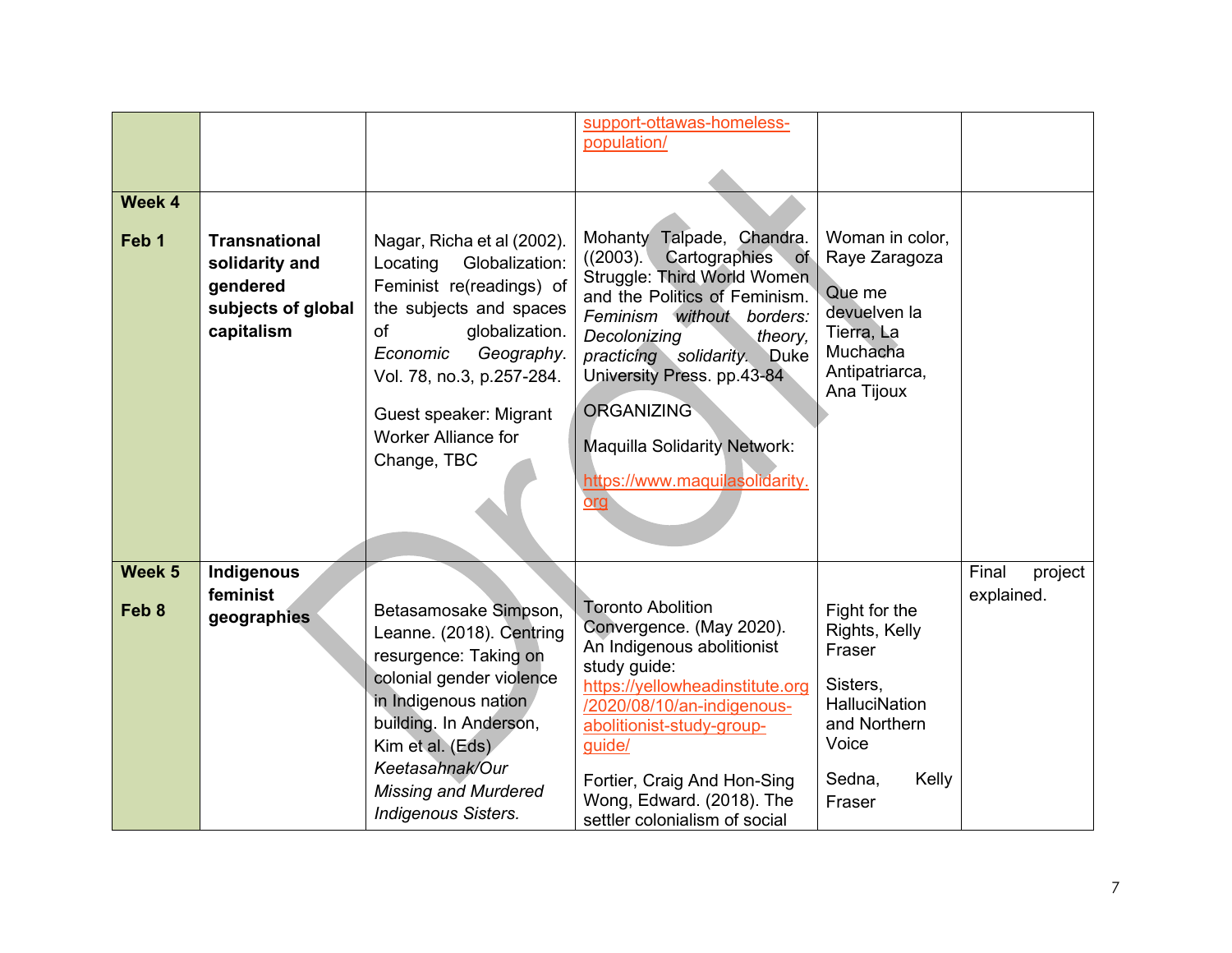| | | | | | |
|---|---|---|---|---|---|
| | | | support-ottawas-homeless-population/ | | |
| **Week 4**<br><br>**Feb 1** | **Transnational solidarity and gendered subjects of global capitalism** | Nagar, Richa et al (2002). Locating Globalization: Feminist re(readings) of the subjects and spaces of globalization. *Economic Geography*. Vol. 78, no.3, p.257-284.<br><br>Guest speaker: Migrant Worker Alliance for Change, TBC | Mohanty Talpade, Chandra. ((2003). Cartographies of Struggle: Third World Women and the Politics of Feminism. *Feminism without borders: Decolonizing theory, practicing solidarity.* Duke University Press. pp.43-84<br><br>ORGANIZING<br><br>Maquilla Solidarity Network:<br><br>https://www.maquilasolidarity.org | Woman in color, Raye Zaragoza<br><br>Que me devuelven la Tierra, La Muchacha Antipatriarca, Ana Tijoux | |
| **Week 5**<br><br>**Feb 8** | **Indigenous feminist geographies** | Betasamosake Simpson, Leanne. (2018). Centring resurgence: Taking on colonial gender violence in Indigenous nation building. In Anderson, Kim et al. (Eds) *Keetasahnak/Our Missing and Murdered Indigenous Sisters.* | Toronto Abolition Convergence. (May 2020). An Indigenous abolitionist study guide: https://yellowheadinstitute.org/2020/08/10/an-indigenous-abolitionist-study-group-guide/<br><br>Fortier, Craig And Hon-Sing Wong, Edward. (2018). The settler colonialism of social | Fight for the Rights, Kelly Fraser<br><br>Sisters, HalluciNation and Northern Voice<br><br>Sedna, Kelly Fraser | Final project explained. |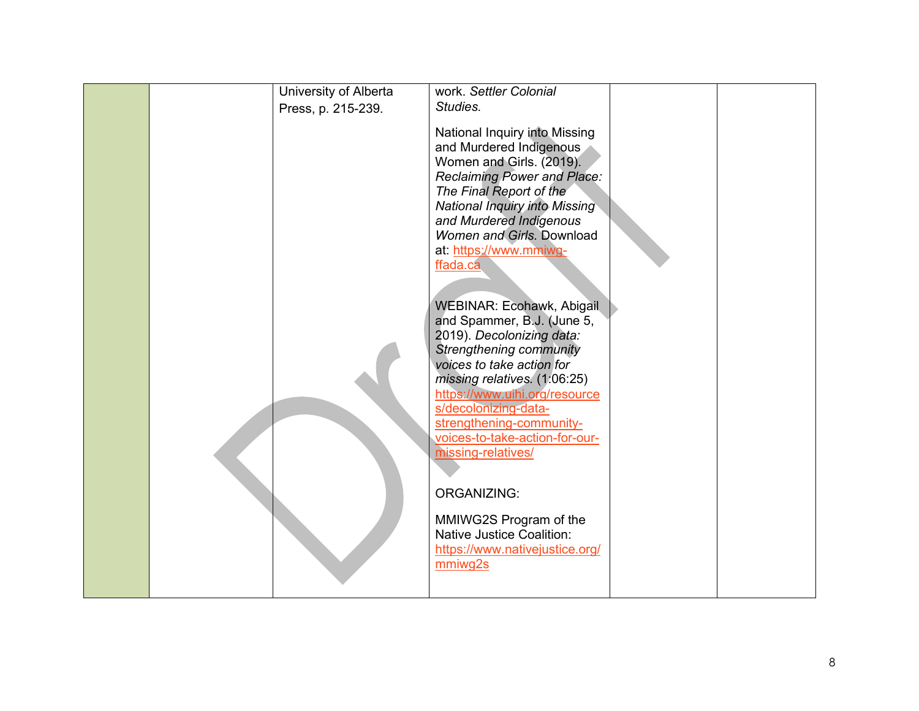|  |  | University of Alberta Press, p. 215-239. | work. *Settler Colonial Studies.*<br><br>National Inquiry into Missing and Murdered Indigenous Women and Girls. (2019). *Reclaiming Power and Place: The Final Report of the National Inquiry into Missing and Murdered Indigenous Women and Girls.* Download at: https://www.mmiwg-ffada.ca<br><br>WEBINAR: Ecohawk, Abigail and Spammer, B.J. (June 5, 2019). *Decolonizing data: Strengthening community voices to take action for missing relatives.* (1:06:25) https://www.uihi.org/resources/decolonizing-data-strengthening-community-voices-to-take-action-for-our-missing-relatives/<br><br>ORGANIZING:<br><br>MMIWG2S Program of the Native Justice Coalition: https://www.nativejustice.org/mmiwg2s |  |  |
|---|---|---|---|---|---|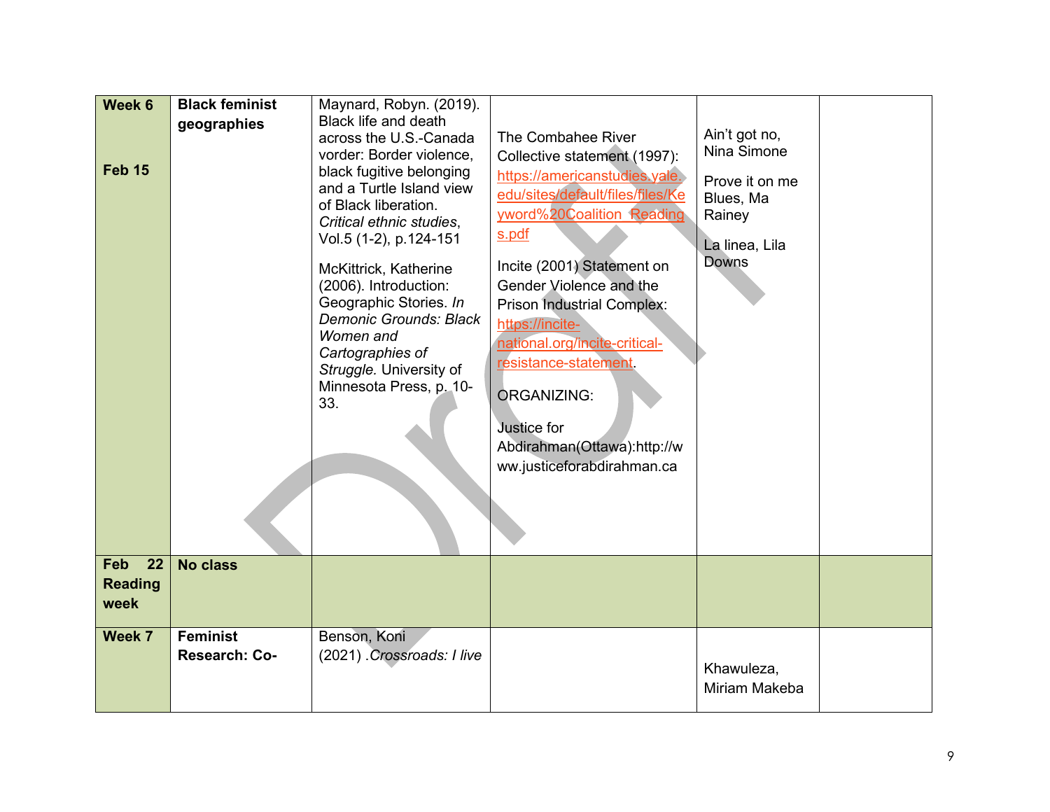| Week 6<br><br>Feb 15 | Black feminist geographies | Maynard, Robyn. (2019). Black life and death across the U.S.-Canada vorder: Border violence, black fugitive belonging and a Turtle Island view of Black liberation. *Critical ethnic studies*, Vol.5 (1-2), p.124-151<br><br>McKittrick, Katherine (2006). Introduction: Geographic Stories. *In Demonic Grounds: Black Women and Cartographies of Struggle.* University of Minnesota Press, p. 10-33. | The Combahee River Collective statement (1997): https://americanstudies.yale.edu/sites/default/files/files/Keyword%20Coalition_Readings.pdf<br><br>Incite (2001) Statement on Gender Violence and the Prison Industrial Complex: https://incite-national.org/incite-critical-resistance-statement.<br><br>ORGANIZING:<br><br>Justice for Abdirahman(Ottawa):http://www.justiceforabdirahman.ca | Ain't got no, Nina Simone<br><br>Prove it on me Blues, Ma Rainey<br><br>La linea, Lila Downs | |
|---|---|---|---|---|---|
| Feb 22 Reading week | No class | | | | |
| Week 7 | Feminist Research: Co- | Benson, Koni (2021) .*Crossroads: I live* | | Khawuleza, Miriam Makeba | |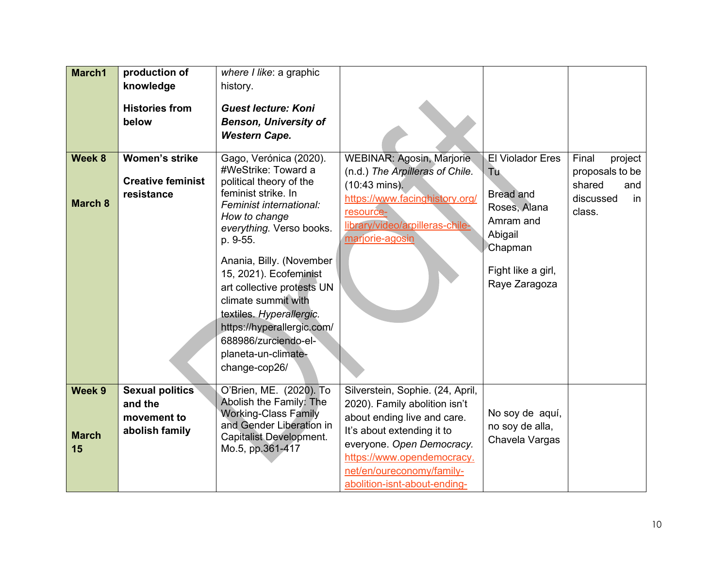| March1 | **production of knowledge**<br><br>**Histories from below** | *where I like*: a graphic history.<br><br>***Guest lecture: Koni Benson, University of Western Cape.*** | | | |
|---|---|---|---|---|---|
| **Week 8**<br><br>**March 8** | **Women's strike**<br><br>**Creative feminist resistance** | Gago, Verónica (2020). #WeStrike: Toward a political theory of the feminist strike. In *Feminist international: How to change everything.* Verso books. p. 9-55.<br><br>Anania, Billy. (November 15, 2021). Ecofeminist art collective protests UN climate summit with textiles. *Hyperallergic.* https://hyperallergic.com/688986/zurciendo-el-planeta-un-climate-change-cop26/ | WEBINAR: Agosin, Marjorie (n.d.) *The Arpilleras of Chile.* (10:43 mins). https://www.facinghistory.org/resource-library/video/arpilleras-chile-marjorie-agosin | El Violador Eres Tu<br><br>Bread and Roses, Alana Amram and Abigail Chapman<br><br>Fight like a girl, Raye Zaragoza | Final project proposals to be shared and discussed in class. |
| **Week 9**<br><br>**March 15** | **Sexual politics and the movement to abolish family** | O'Brien, ME. (2020). To Abolish the Family: The Working-Class Family and Gender Liberation in Capitalist Development. Mo.5, pp.361-417 | Silverstein, Sophie. (24, April, 2020). Family abolition isn't about ending live and care. It's about extending it to everyone. *Open Democracy.* https://www.opendemocracy.net/en/oureconomy/family-abolition-isnt-about-ending- | No soy de aquí, no soy de alla, Chavela Vargas | |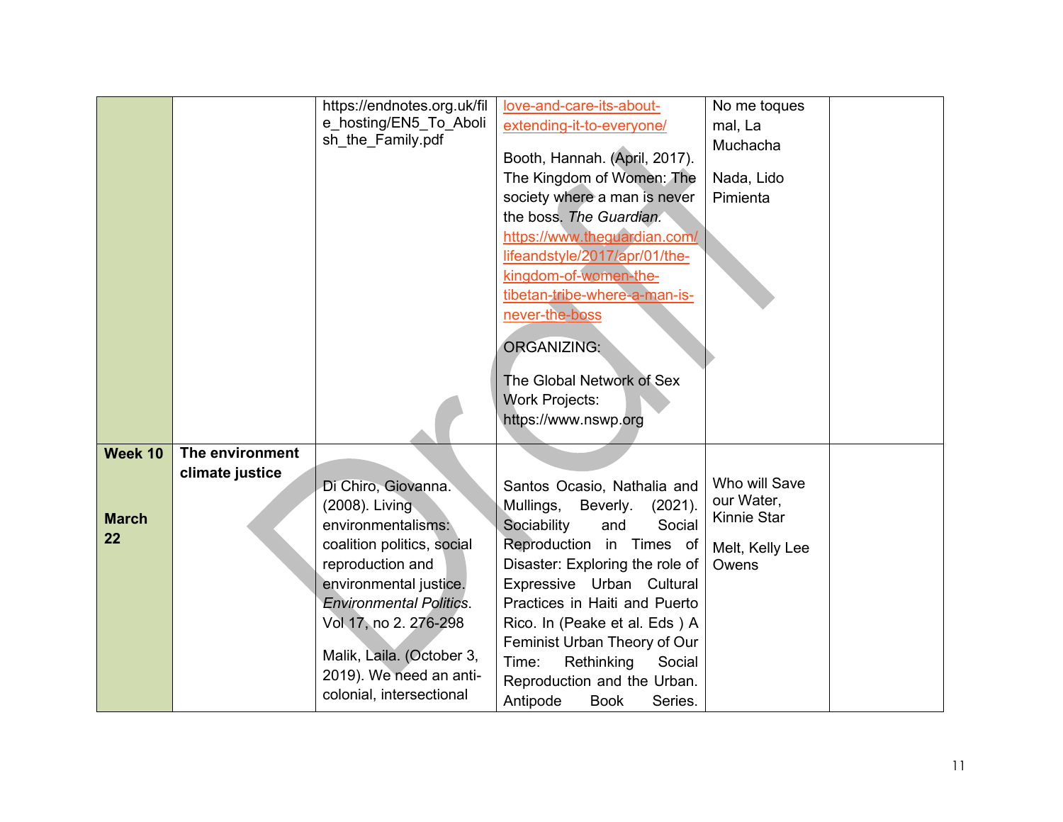| | | | | | |
|---|---|---|---|---|---|
| | | https://endnotes.org.uk/file_hosting/EN5_To_Abolish_the_Family.pdf | love-and-care-its-about-extending-it-to-everyone/<br><br>Booth, Hannah. (April, 2017). The Kingdom of Women: The society where a man is never the boss. *The Guardian.* https://www.theguardian.com/lifeandstyle/2017/apr/01/the-kingdom-of-women-the-tibetan-tribe-where-a-man-is-never-the-boss<br><br>ORGANIZING:<br><br>The Global Network of Sex Work Projects: https://www.nswp.org | No me toques mal, La Muchacha<br><br>Nada, Lido Pimienta | |
| **Week 10**<br><br>**March 22** | **The environment climate justice** | Di Chiro, Giovanna. (2008). Living environmentalisms: coalition politics, social reproduction and environmental justice. *Environmental Politics*. Vol 17, no 2. 276-298<br><br>Malik, Laila. (October 3, 2019). We need an anti-colonial, intersectional | Santos Ocasio, Nathalia and Mullings, Beverly. (2021). Sociability and Social Reproduction in Times of Disaster: Exploring the role of Expressive Urban Cultural Practices in Haiti and Puerto Rico. In (Peake et al. Eds ) A Feminist Urban Theory of Our Time: Rethinking Social Reproduction and the Urban. Antipode Book Series. | Who will Save our Water, Kinnie Star<br><br>Melt, Kelly Lee Owens | |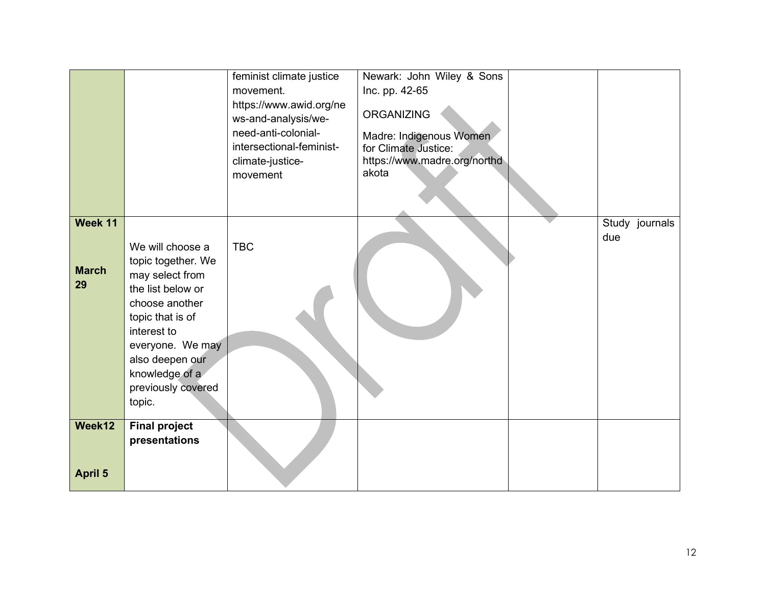| | | | | | |
|---|---|---|---|---|---|
| | | feminist climate justice movement. https://www.awid.org/news-and-analysis/we-need-anti-colonial-intersectional-feminist-climate-justice-movement | Newark: John Wiley & Sons Inc. pp. 42-65<br><br>ORGANIZING<br><br>Madre: Indigenous Women for Climate Justice: https://www.madre.org/northdakota | | |
| **Week 11**<br><br>**March 29** | We will choose a topic together. We may select from the list below or choose another topic that is of interest to everyone. We may also deepen our knowledge of a previously covered topic. | TBC | | | Study journals due |
| **Week12**<br><br>**April 5** | **Final project presentations** | | | | |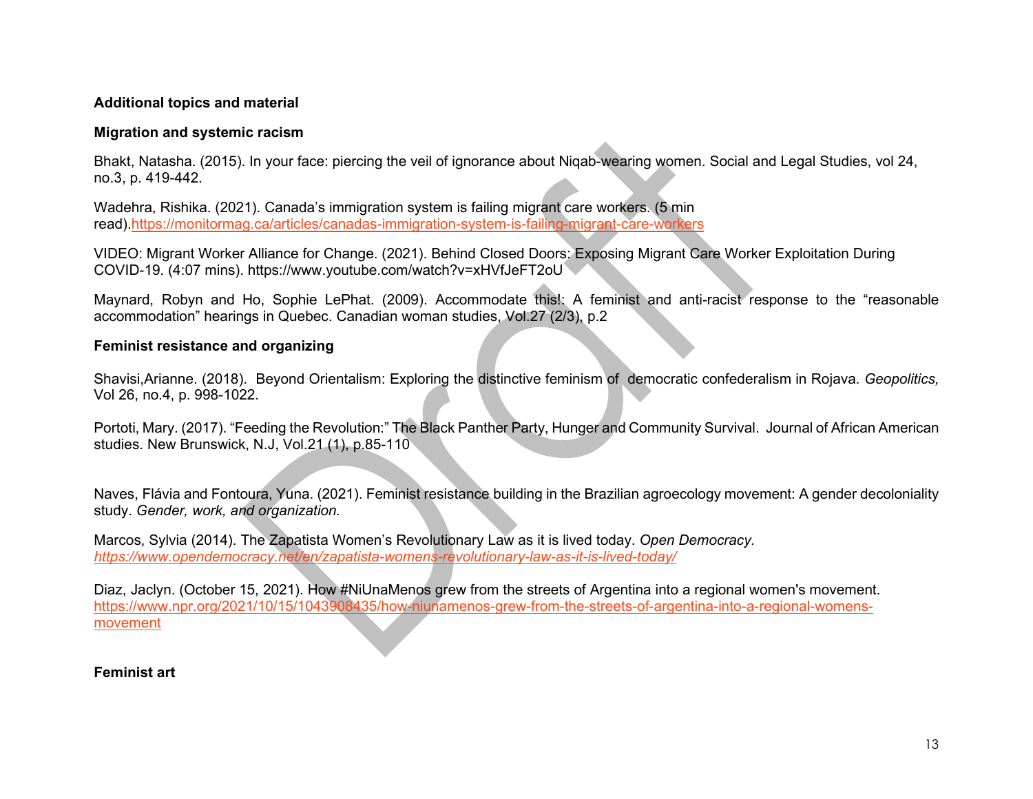**Additional topics and material**

**Migration and systemic racism**

Bhakt, Natasha. (2015). In your face: piercing the veil of ignorance about Niqab-wearing women. Social and Legal Studies, vol 24, no.3, p. 419-442.

Wadehra, Rishika. (2021). Canada's immigration system is failing migrant care workers. (5 min read).https://monitormag.ca/articles/canadas-immigration-system-is-failing-migrant-care-workers

VIDEO: Migrant Worker Alliance for Change. (2021). Behind Closed Doors: Exposing Migrant Care Worker Exploitation During COVID-19. (4:07 mins). https://www.youtube.com/watch?v=xHVfJeFT2oU

Maynard, Robyn and Ho, Sophie LePhat. (2009). Accommodate this!: A feminist and anti-racist response to the "reasonable accommodation" hearings in Quebec. Canadian woman studies, Vol.27 (2/3), p.2

**Feminist resistance and organizing**

Shavisi,Arianne. (2018). Beyond Orientalism: Exploring the distinctive feminism of democratic confederalism in Rojava. *Geopolitics,* Vol 26, no.4, p. 998-1022.

Portoti, Mary. (2017). "Feeding the Revolution:" The Black Panther Party, Hunger and Community Survival. Journal of African American studies. New Brunswick, N.J, Vol.21 (1), p.85-110

Naves, Flávia and Fontoura, Yuna. (2021). Feminist resistance building in the Brazilian agroecology movement: A gender decoloniality study. *Gender, work, and organization.*

Marcos, Sylvia (2014). The Zapatista Women's Revolutionary Law as it is lived today. *Open Democracy. https://www.opendemocracy.net/en/zapatista-womens-revolutionary-law-as-it-is-lived-today/*

Diaz, Jaclyn. (October 15, 2021). How #NiUnaMenos grew from the streets of Argentina into a regional women's movement. https://www.npr.org/2021/10/15/1043908435/how-niunamenos-grew-from-the-streets-of-argentina-into-a-regional-womens-movement

**Feminist art**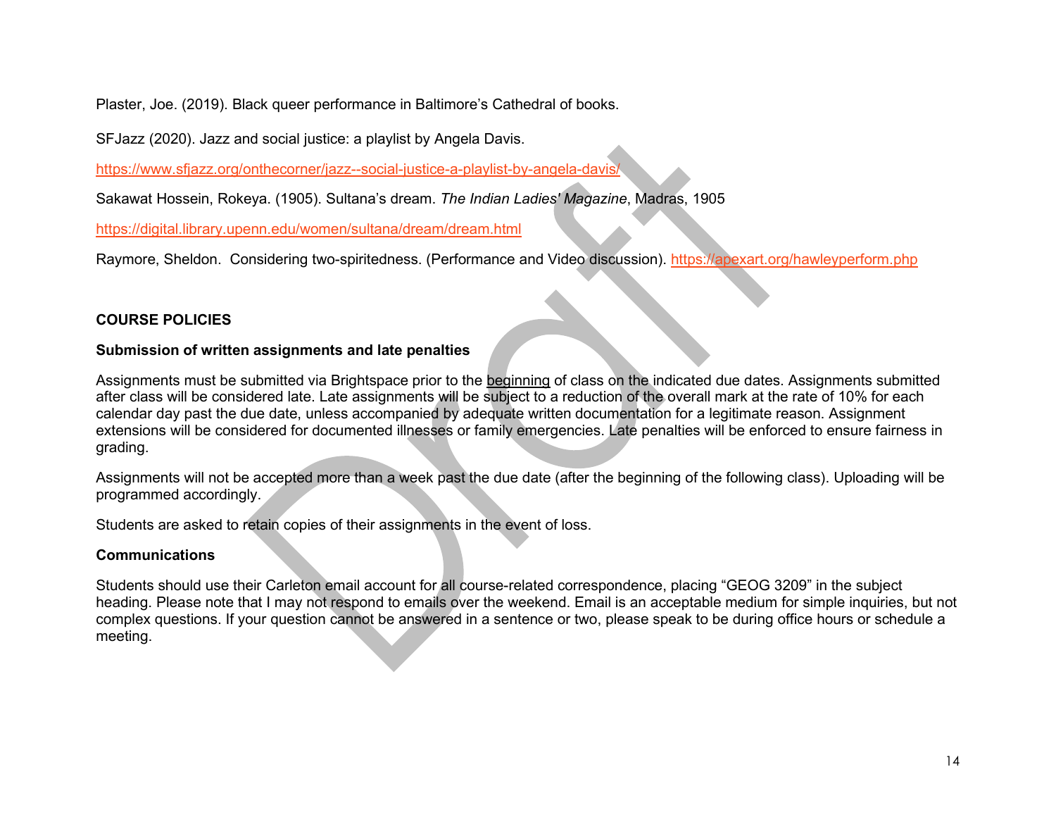Plaster, Joe. (2019). Black queer performance in Baltimore's Cathedral of books.

SFJazz (2020). Jazz and social justice: a playlist by Angela Davis.

https://www.sfjazz.org/onthecorner/jazz--social-justice-a-playlist-by-angela-davis/

Sakawat Hossein, Rokeya. (1905). Sultana's dream. *The Indian Ladies' Magazine*, Madras, 1905

https://digital.library.upenn.edu/women/sultana/dream/dream.html

Raymore, Sheldon. Considering two-spiritedness. (Performance and Video discussion). https://apexart.org/hawleyperform.php

## COURSE POLICIES

### Submission of written assignments and late penalties

Assignments must be submitted via Brightspace prior to the beginning of class on the indicated due dates. Assignments submitted after class will be considered late. Late assignments will be subject to a reduction of the overall mark at the rate of 10% for each calendar day past the due date, unless accompanied by adequate written documentation for a legitimate reason. Assignment extensions will be considered for documented illnesses or family emergencies. Late penalties will be enforced to ensure fairness in grading.

Assignments will not be accepted more than a week past the due date (after the beginning of the following class). Uploading will be programmed accordingly.

Students are asked to retain copies of their assignments in the event of loss.

### Communications

Students should use their Carleton email account for all course-related correspondence, placing "GEOG 3209" in the subject heading. Please note that I may not respond to emails over the weekend. Email is an acceptable medium for simple inquiries, but not complex questions. If your question cannot be answered in a sentence or two, please speak to be during office hours or schedule a meeting.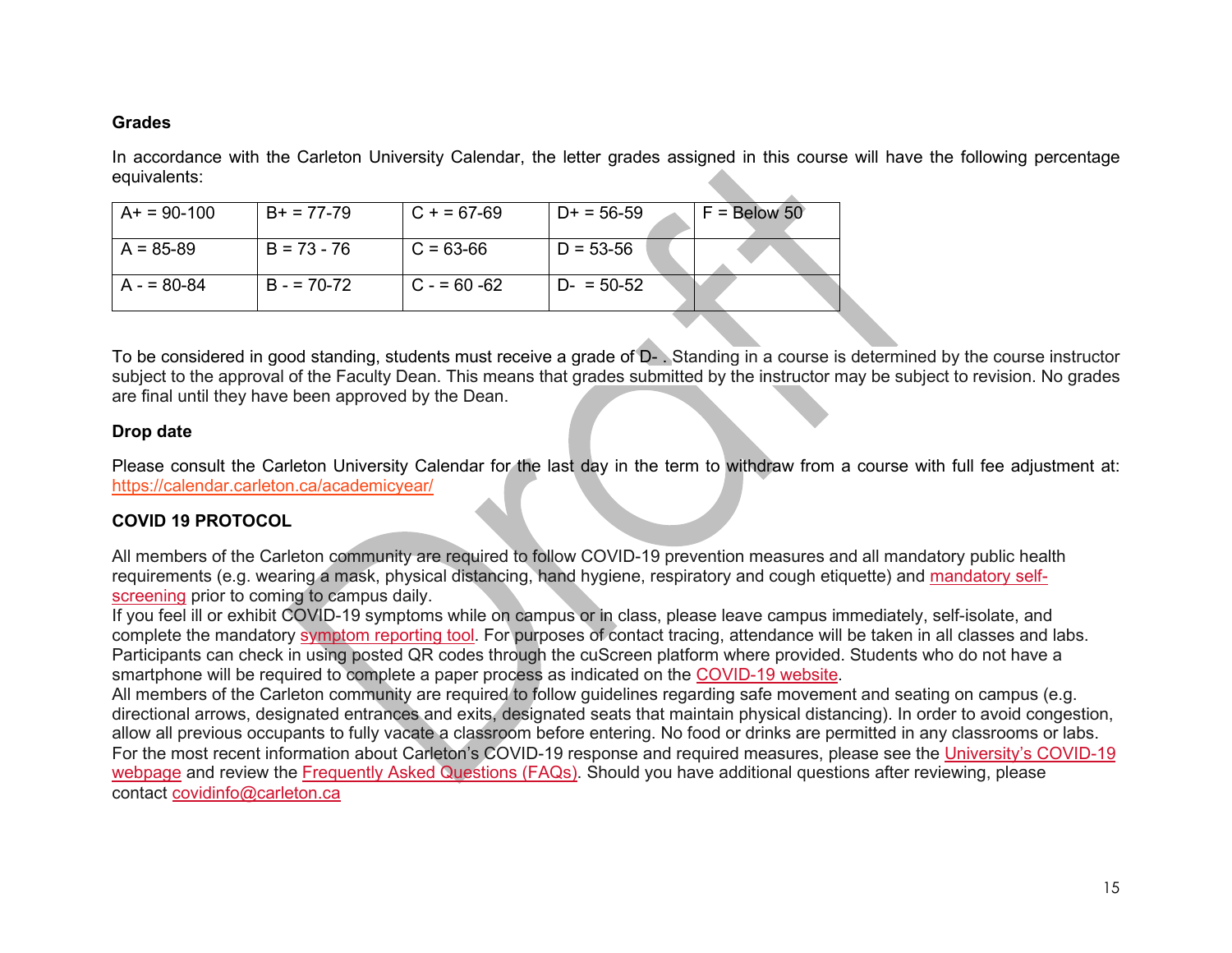**Grades**

In accordance with the Carleton University Calendar, the letter grades assigned in this course will have the following percentage equivalents:

| | | | | |
|---|---|---|---|---|
| A+ = 90-100 | B+ = 77-79 | C + = 67-69 | D+ = 56-59 | F = Below 50 |
| A = 85-89 | B = 73 - 76 | C = 63-66 | D = 53-56 | |
| A - = 80-84 | B - = 70-72 | C - = 60 -62 | D- = 50-52 | |

To be considered in good standing, students must receive a grade of D- . Standing in a course is determined by the course instructor subject to the approval of the Faculty Dean. This means that grades submitted by the instructor may be subject to revision. No grades are final until they have been approved by the Dean.

**Drop date**

Please consult the Carleton University Calendar for the last day in the term to withdraw from a course with full fee adjustment at: https://calendar.carleton.ca/academicyear/

**COVID 19 PROTOCOL**

All members of the Carleton community are required to follow COVID-19 prevention measures and all mandatory public health requirements (e.g. wearing a mask, physical distancing, hand hygiene, respiratory and cough etiquette) and mandatory self-screening prior to coming to campus daily.
If you feel ill or exhibit COVID-19 symptoms while on campus or in class, please leave campus immediately, self-isolate, and complete the mandatory symptom reporting tool. For purposes of contact tracing, attendance will be taken in all classes and labs. Participants can check in using posted QR codes through the cuScreen platform where provided. Students who do not have a smartphone will be required to complete a paper process as indicated on the COVID-19 website.
All members of the Carleton community are required to follow guidelines regarding safe movement and seating on campus (e.g. directional arrows, designated entrances and exits, designated seats that maintain physical distancing). In order to avoid congestion, allow all previous occupants to fully vacate a classroom before entering. No food or drinks are permitted in any classrooms or labs.
For the most recent information about Carleton's COVID-19 response and required measures, please see the University's COVID-19 webpage and review the Frequently Asked Questions (FAQs). Should you have additional questions after reviewing, please contact covidinfo@carleton.ca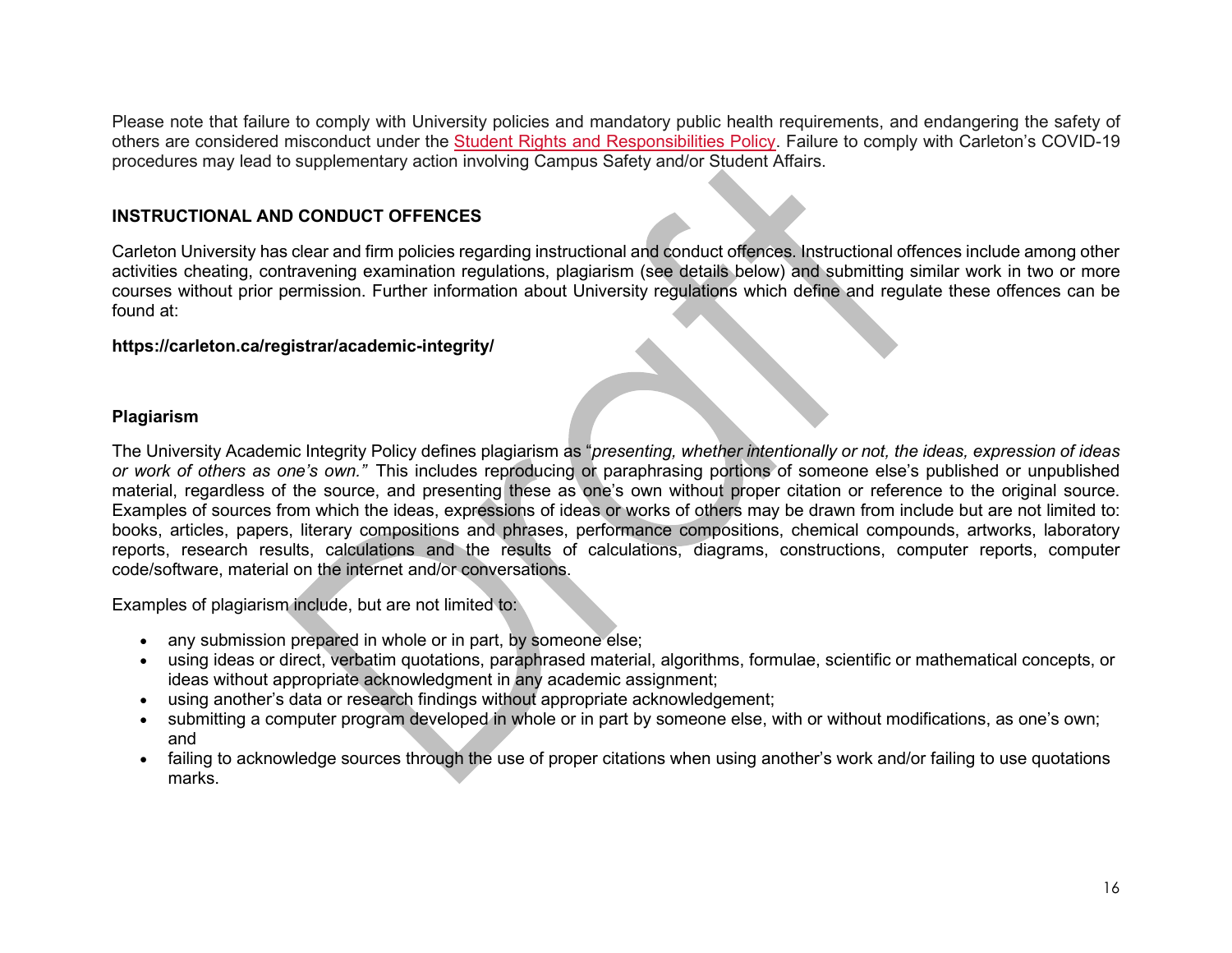Please note that failure to comply with University policies and mandatory public health requirements, and endangering the safety of others are considered misconduct under the Student Rights and Responsibilities Policy. Failure to comply with Carleton's COVID-19 procedures may lead to supplementary action involving Campus Safety and/or Student Affairs.

## INSTRUCTIONAL AND CONDUCT OFFENCES

Carleton University has clear and firm policies regarding instructional and conduct offences. Instructional offences include among other activities cheating, contravening examination regulations, plagiarism (see details below) and submitting similar work in two or more courses without prior permission. Further information about University regulations which define and regulate these offences can be found at:

**https://carleton.ca/registrar/academic-integrity/**

### Plagiarism

The University Academic Integrity Policy defines plagiarism as "*presenting, whether intentionally or not, the ideas, expression of ideas or work of others as one's own."* This includes reproducing or paraphrasing portions of someone else's published or unpublished material, regardless of the source, and presenting these as one's own without proper citation or reference to the original source. Examples of sources from which the ideas, expressions of ideas or works of others may be drawn from include but are not limited to: books, articles, papers, literary compositions and phrases, performance compositions, chemical compounds, artworks, laboratory reports, research results, calculations and the results of calculations, diagrams, constructions, computer reports, computer code/software, material on the internet and/or conversations.

Examples of plagiarism include, but are not limited to:

- any submission prepared in whole or in part, by someone else;
- using ideas or direct, verbatim quotations, paraphrased material, algorithms, formulae, scientific or mathematical concepts, or ideas without appropriate acknowledgment in any academic assignment;
- using another's data or research findings without appropriate acknowledgement;
- submitting a computer program developed in whole or in part by someone else, with or without modifications, as one's own; and
- failing to acknowledge sources through the use of proper citations when using another's work and/or failing to use quotations marks.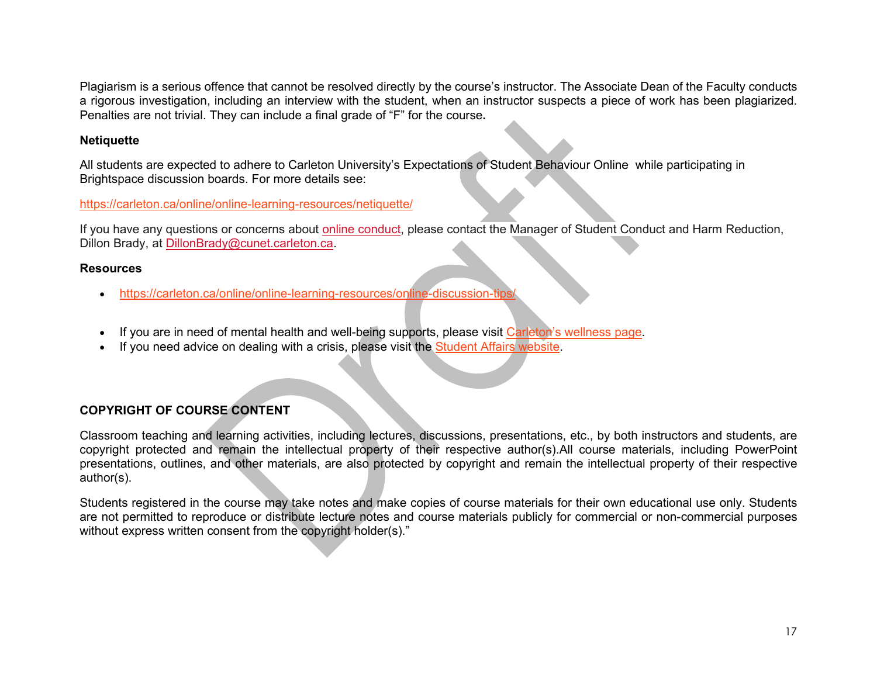Plagiarism is a serious offence that cannot be resolved directly by the course's instructor. The Associate Dean of the Faculty conducts a rigorous investigation, including an interview with the student, when an instructor suspects a piece of work has been plagiarized. Penalties are not trivial. They can include a final grade of "F" for the course**.**

**Netiquette**

All students are expected to adhere to Carleton University's Expectations of Student Behaviour Online while participating in Brightspace discussion boards. For more details see:

https://carleton.ca/online/online-learning-resources/netiquette/

If you have any questions or concerns about online conduct, please contact the Manager of Student Conduct and Harm Reduction, Dillon Brady, at DillonBrady@cunet.carleton.ca.

**Resources**

- https://carleton.ca/online/online-learning-resources/online-discussion-tips/

- If you are in need of mental health and well-being supports, please visit Carleton's wellness page.
- If you need advice on dealing with a crisis, please visit the Student Affairs website.

## COPYRIGHT OF COURSE CONTENT

Classroom teaching and learning activities, including lectures, discussions, presentations, etc., by both instructors and students, are copyright protected and remain the intellectual property of their respective author(s).All course materials, including PowerPoint presentations, outlines, and other materials, are also protected by copyright and remain the intellectual property of their respective author(s).

Students registered in the course may take notes and make copies of course materials for their own educational use only. Students are not permitted to reproduce or distribute lecture notes and course materials publicly for commercial or non-commercial purposes without express written consent from the copyright holder(s)."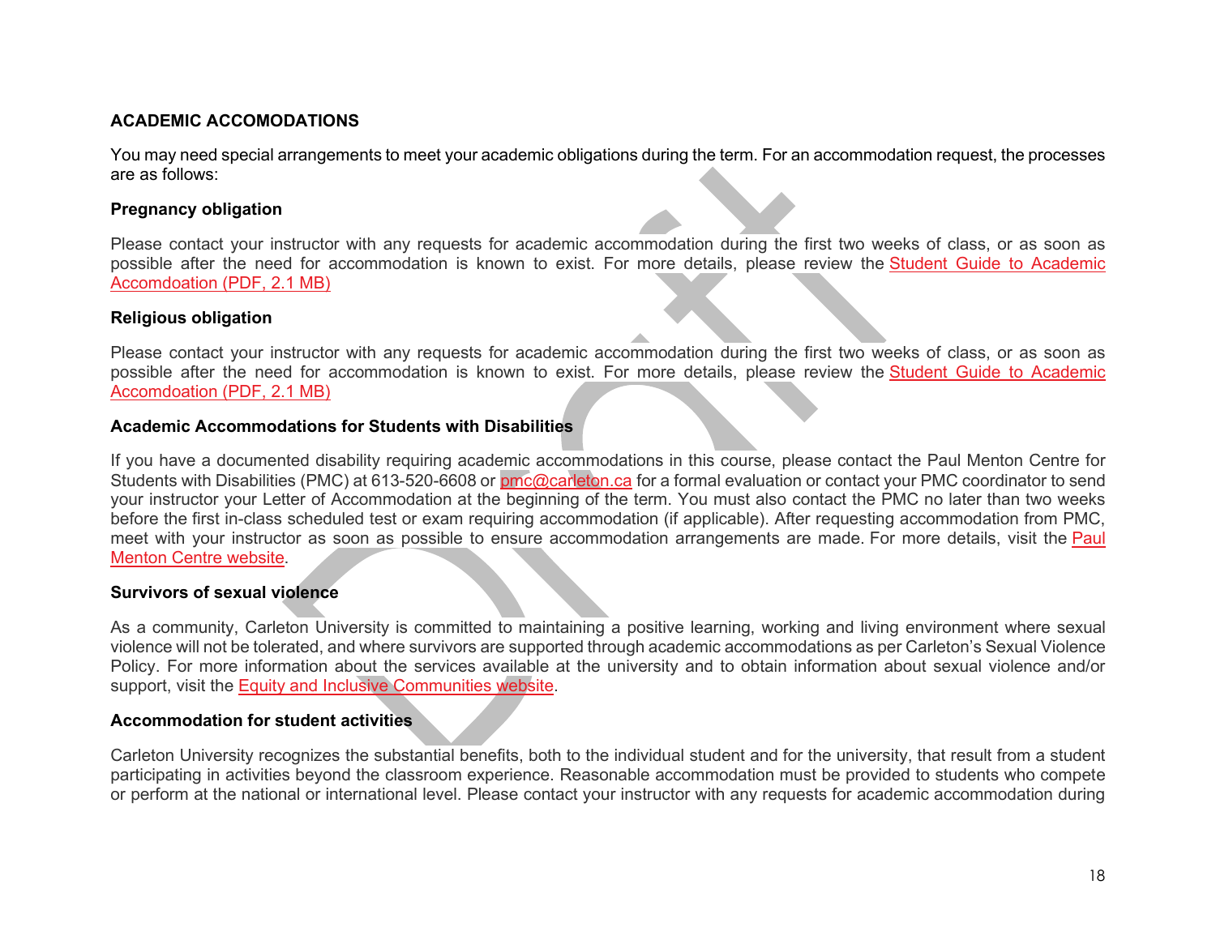**ACADEMIC ACCOMODATIONS**

You may need special arrangements to meet your academic obligations during the term. For an accommodation request, the processes are as follows:

**Pregnancy obligation**

Please contact your instructor with any requests for academic accommodation during the first two weeks of class, or as soon as possible after the need for accommodation is known to exist. For more details, please review the Student Guide to Academic Accomdoation (PDF, 2.1 MB)

**Religious obligation**

Please contact your instructor with any requests for academic accommodation during the first two weeks of class, or as soon as possible after the need for accommodation is known to exist. For more details, please review the Student Guide to Academic Accomdoation (PDF, 2.1 MB)

**Academic Accommodations for Students with Disabilities**

If you have a documented disability requiring academic accommodations in this course, please contact the Paul Menton Centre for Students with Disabilities (PMC) at 613-520-6608 or pmc@carleton.ca for a formal evaluation or contact your PMC coordinator to send your instructor your Letter of Accommodation at the beginning of the term. You must also contact the PMC no later than two weeks before the first in-class scheduled test or exam requiring accommodation (if applicable). After requesting accommodation from PMC, meet with your instructor as soon as possible to ensure accommodation arrangements are made. For more details, visit the Paul Menton Centre website.

**Survivors of sexual violence**

As a community, Carleton University is committed to maintaining a positive learning, working and living environment where sexual violence will not be tolerated, and where survivors are supported through academic accommodations as per Carleton's Sexual Violence Policy. For more information about the services available at the university and to obtain information about sexual violence and/or support, visit the Equity and Inclusive Communities website.

**Accommodation for student activities**

Carleton University recognizes the substantial benefits, both to the individual student and for the university, that result from a student participating in activities beyond the classroom experience. Reasonable accommodation must be provided to students who compete or perform at the national or international level. Please contact your instructor with any requests for academic accommodation during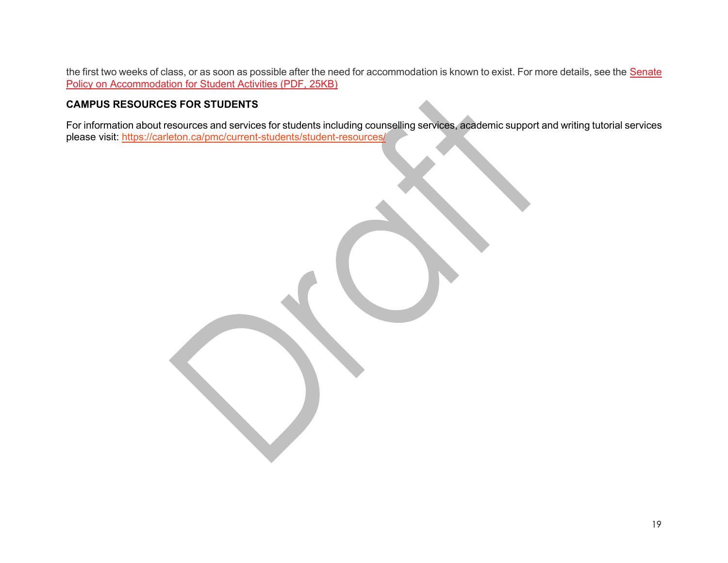the first two weeks of class, or as soon as possible after the need for accommodation is known to exist. For more details, see the [Senate Policy on Accommodation for Student Activities (PDF, 25KB)]

### CAMPUS RESOURCES FOR STUDENTS

For information about resources and services for students including counselling services, academic support and writing tutorial services please visit: https://carleton.ca/pmc/current-students/student-resources/